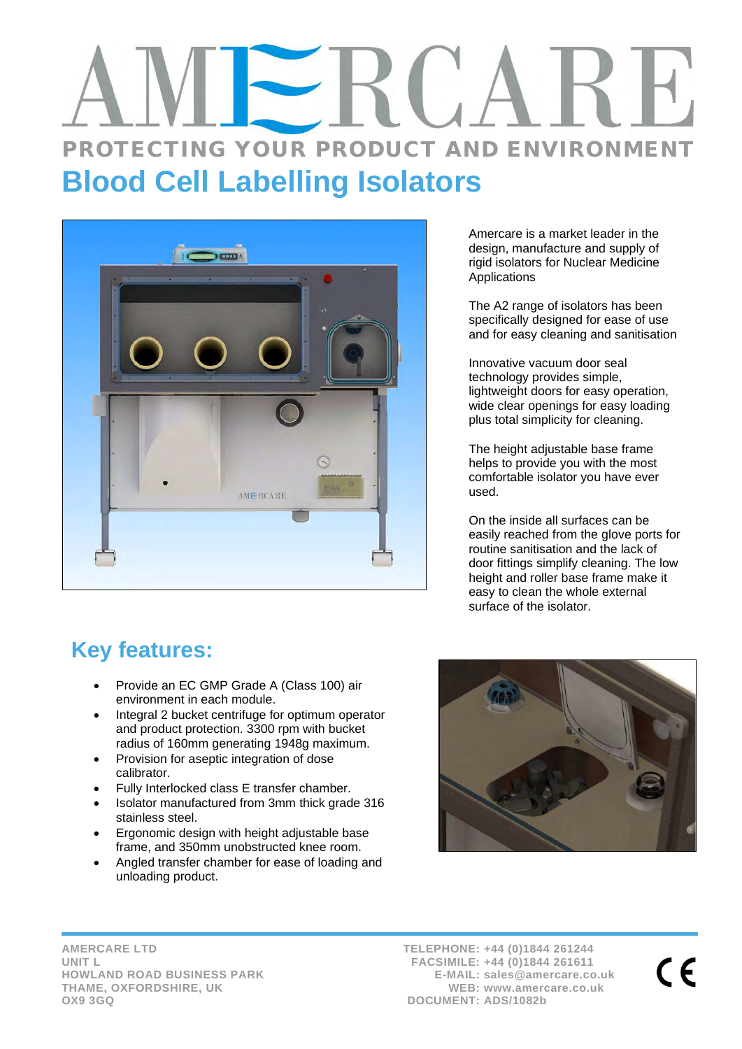# AMERCARE

**PROTECTING YOUR PRODUCT AND ENVIRONMENT**

# Blood Cell Labelling Isolators

Amercare is a market leader in the design, manufacture and supply of rigid isolators for Nuclear Medicine Applications

The A2 range of isolators has been specifically designed for ease of use and for easy cleaning and sanitisation

Innovative vacuum door seal technology provides simple, lightweight doors for easy operation, wide clear openings for easy loading plus total simplicity for cleaning.

The height adjustable base frame helps to provide you with the most comfortable isolator you have ever used.

On the inside all surfaces can be easily reached from the glove ports for routine sanitisation and the lack of door fittings simplify cleaning. The low height and roller base frame make it easy to clean the whole external surface of the isolator.

## Key features:

- Provide an EC GMP Grade A (Class 100) air environment in each module.
- Integral 2 bucket centrifuge for optimum operator and product protection. 3300 rpm with bucket radius of 160mm generating 1948g maximum.
- Provision for aseptic integration of dose calibrator.
- Fully Interlocked class E transfer chamber.
- Isolator manufactured from 3mm thick grade 316 stainless steel.
- Ergonomic design with height adjustable base frame, and 350mm unobstructed knee room.
- Angled transfer chamber for ease of loading and unloading product.

**AMERCARE LTD**
**UNIT L**
**HOWLAND ROAD BUSINESS PARK**
**THAME, OXFORDSHIRE, UK**
**OX9 3GQ**

**TELEPHONE: +44 (0)1844 261244**
**FACSIMILE: +44 (0)1844 261611**
**E-MAIL: sales@amercare.co.uk**
**WEB: www.amercare.co.uk**
**DOCUMENT: ADS/1082b**

CE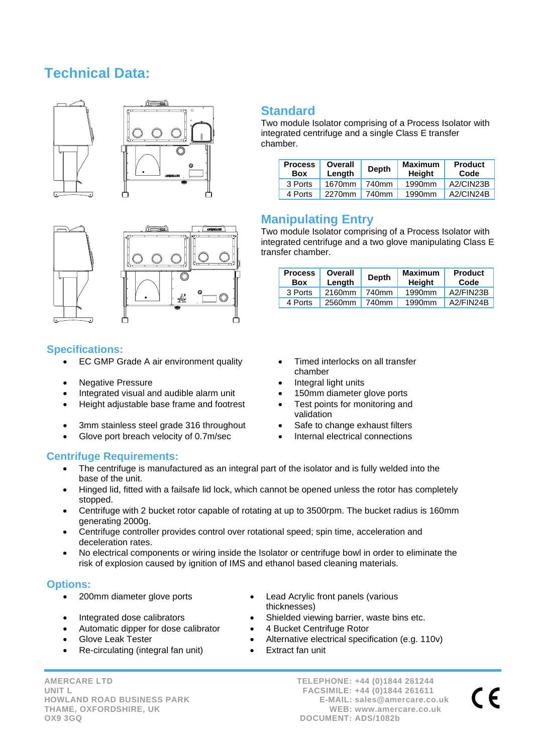# Technical Data:

## Standard

Two module Isolator comprising of a Process Isolator with integrated centrifuge and a single Class E transfer chamber.

| Process Box | Overall Length | Depth | Maximum Height | Product Code |
|---|---|---|---|---|
| 3 Ports | 1670mm | 740mm | 1990mm | A2/CIN23B |
| 4 Ports | 2270mm | 740mm | 1990mm | A2/CIN24B |

## Manipulating Entry

Two module Isolator comprising of a Process Isolator with integrated centrifuge and a two glove manipulating Class E transfer chamber.

| Process Box | Overall Length | Depth | Maximum Height | Product Code |
|---|---|---|---|---|
| 3 Ports | 2160mm | 740mm | 1990mm | A2/FIN23B |
| 4 Ports | 2560mm | 740mm | 1990mm | A2/FIN24B |

## Specifications:

- EC GMP Grade A air environment quality
- Negative Pressure
- Integrated visual and audible alarm unit
- Height adjustable base frame and footrest
- 3mm stainless steel grade 316 throughout
- Glove port breach velocity of 0.7m/sec
- Timed interlocks on all transfer chamber
- Integral light units
- 150mm diameter glove ports
- Test points for monitoring and validation
- Safe to change exhaust filters
- Internal electrical connections

## Centrifuge Requirements:

- The centrifuge is manufactured as an integral part of the isolator and is fully welded into the base of the unit.
- Hinged lid, fitted with a failsafe lid lock, which cannot be opened unless the rotor has completely stopped.
- Centrifuge with 2 bucket rotor capable of rotating at up to 3500rpm. The bucket radius is 160mm generating 2000g.
- Centrifuge controller provides control over rotational speed; spin time, acceleration and deceleration rates.
- No electrical components or wiring inside the Isolator or centrifuge bowl in order to eliminate the risk of explosion caused by ignition of IMS and ethanol based cleaning materials.

## Options:

- 200mm diameter glove ports
- Integrated dose calibrators
- Automatic dipper for dose calibrator
- Glove Leak Tester
- Re-circulating (integral fan unit)
- Lead Acrylic front panels (various thicknesses)
- Shielded viewing barrier, waste bins etc.
- 4 Bucket Centrifuge Rotor
- Alternative electrical specification (e.g. 110v)
- Extract fan unit

AMERCARE LTD
UNIT L
HOWLAND ROAD BUSINESS PARK
THAME, OXFORDSHIRE, UK
OX9 3GQ

TELEPHONE: +44 (0)1844 261244
FACSIMILE: +44 (0)1844 261611
E-MAIL: sales@amercare.co.uk
WEB: www.amercare.co.uk
DOCUMENT: ADS/1082b